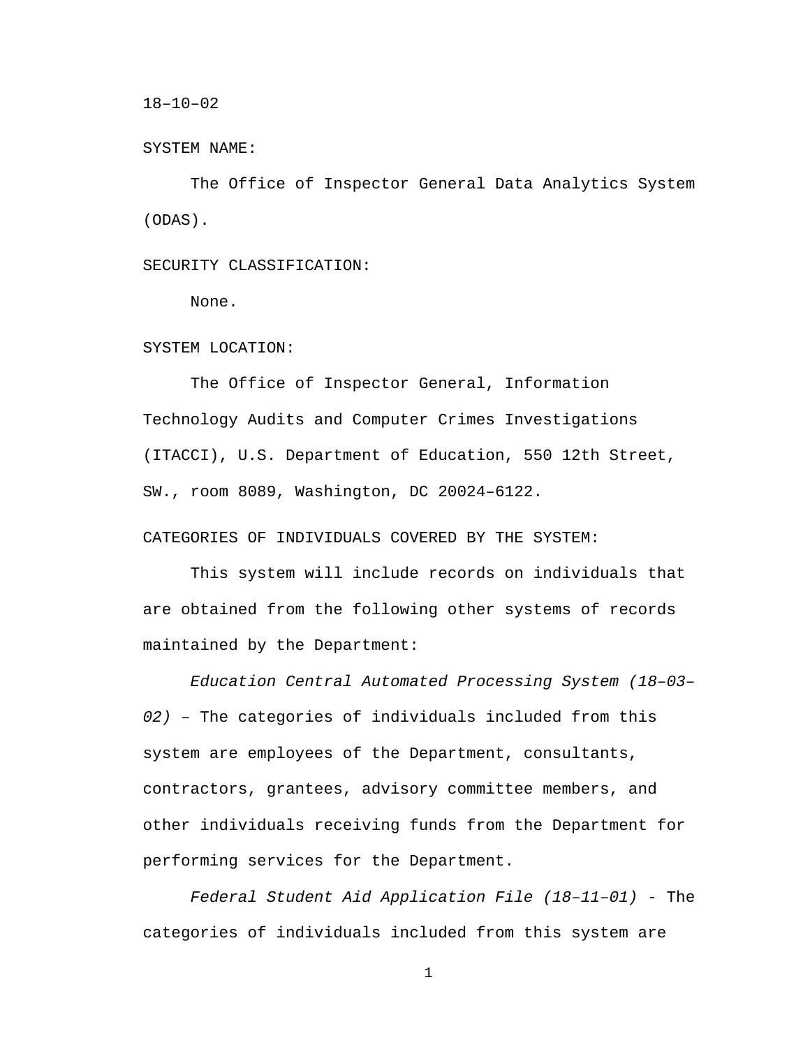18–10–02

SYSTEM NAME:

The Office of Inspector General Data Analytics System (ODAS).

SECURITY CLASSIFICATION:

None.

SYSTEM LOCATION:

The Office of Inspector General, Information Technology Audits and Computer Crimes Investigations (ITACCI), U.S. Department of Education, 550 12th Street, SW., room 8089, Washington, DC 20024–6122.

CATEGORIES OF INDIVIDUALS COVERED BY THE SYSTEM:

This system will include records on individuals that are obtained from the following other systems of records maintained by the Department:

*Education Central Automated Processing System (18–03–02)* – The categories of individuals included from this system are employees of the Department, consultants, contractors, grantees, advisory committee members, and other individuals receiving funds from the Department for performing services for the Department.

*Federal Student Aid Application File (18–11–01)* - The categories of individuals included from this system are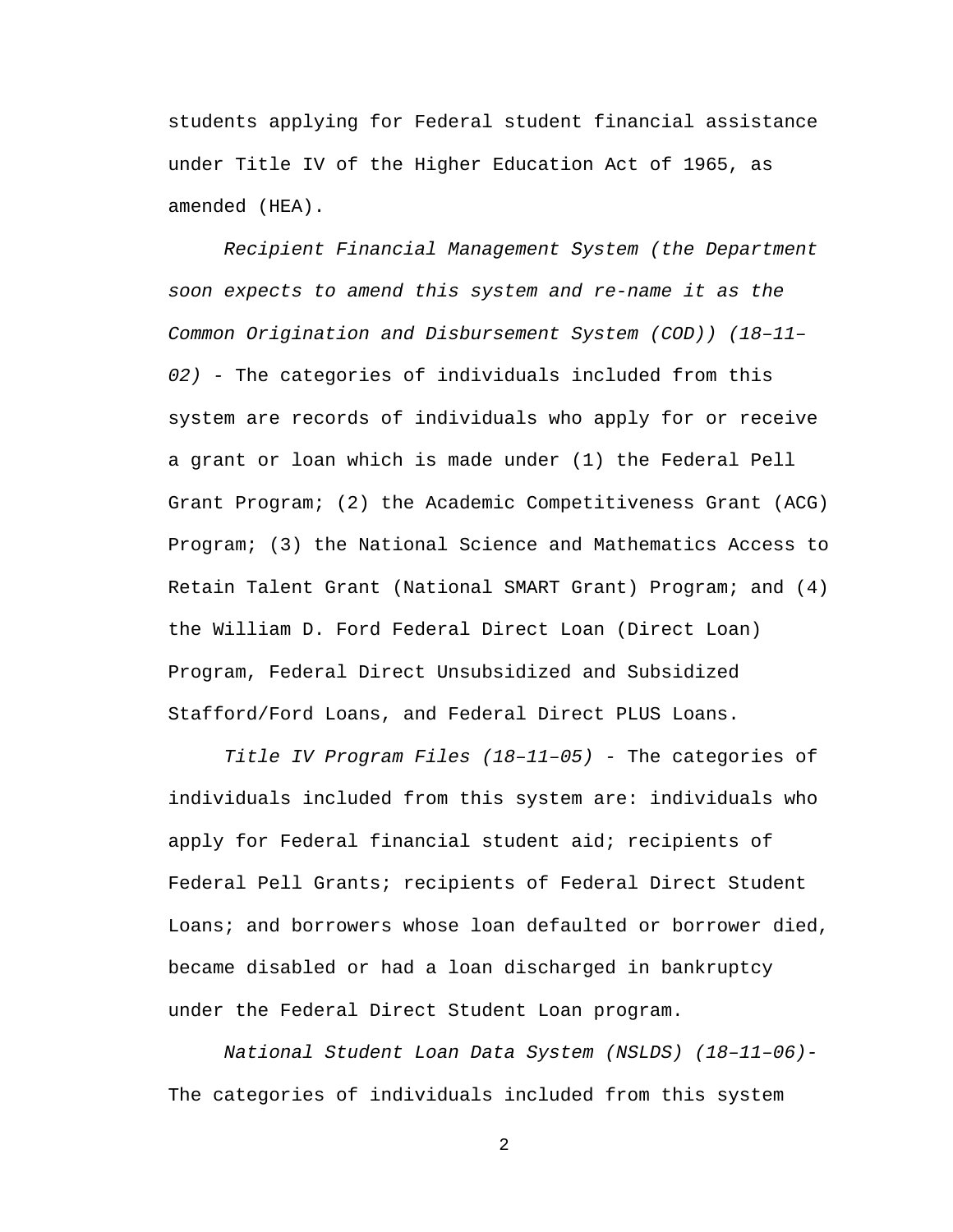students applying for Federal student financial assistance under Title IV of the Higher Education Act of 1965, as amended (HEA).

*Recipient Financial Management System (the Department soon expects to amend this system and re-name it as the Common Origination and Disbursement System (COD)) (18–11–02)* - The categories of individuals included from this system are records of individuals who apply for or receive a grant or loan which is made under (1) the Federal Pell Grant Program; (2) the Academic Competitiveness Grant (ACG) Program; (3) the National Science and Mathematics Access to Retain Talent Grant (National SMART Grant) Program; and (4) the William D. Ford Federal Direct Loan (Direct Loan) Program, Federal Direct Unsubsidized and Subsidized Stafford/Ford Loans, and Federal Direct PLUS Loans.

*Title IV Program Files (18–11–05)* - The categories of individuals included from this system are: individuals who apply for Federal financial student aid; recipients of Federal Pell Grants; recipients of Federal Direct Student Loans; and borrowers whose loan defaulted or borrower died, became disabled or had a loan discharged in bankruptcy under the Federal Direct Student Loan program.

*National Student Loan Data System (NSLDS) (18–11–06)*- The categories of individuals included from this system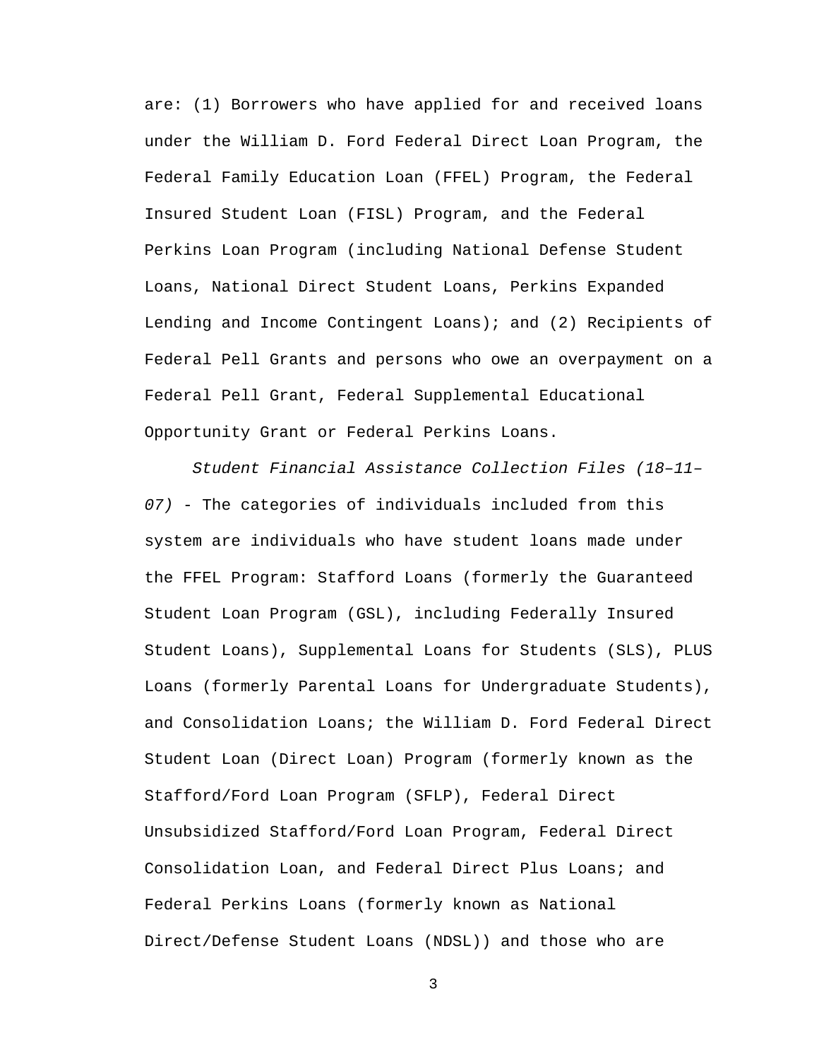are: (1) Borrowers who have applied for and received loans under the William D. Ford Federal Direct Loan Program, the Federal Family Education Loan (FFEL) Program, the Federal Insured Student Loan (FISL) Program, and the Federal Perkins Loan Program (including National Defense Student Loans, National Direct Student Loans, Perkins Expanded Lending and Income Contingent Loans); and (2) Recipients of Federal Pell Grants and persons who owe an overpayment on a Federal Pell Grant, Federal Supplemental Educational Opportunity Grant or Federal Perkins Loans.

*Student Financial Assistance Collection Files (18–11–07)* - The categories of individuals included from this system are individuals who have student loans made under the FFEL Program: Stafford Loans (formerly the Guaranteed Student Loan Program (GSL), including Federally Insured Student Loans), Supplemental Loans for Students (SLS), PLUS Loans (formerly Parental Loans for Undergraduate Students), and Consolidation Loans; the William D. Ford Federal Direct Student Loan (Direct Loan) Program (formerly known as the Stafford/Ford Loan Program (SFLP), Federal Direct Unsubsidized Stafford/Ford Loan Program, Federal Direct Consolidation Loan, and Federal Direct Plus Loans; and Federal Perkins Loans (formerly known as National Direct/Defense Student Loans (NDSL)) and those who are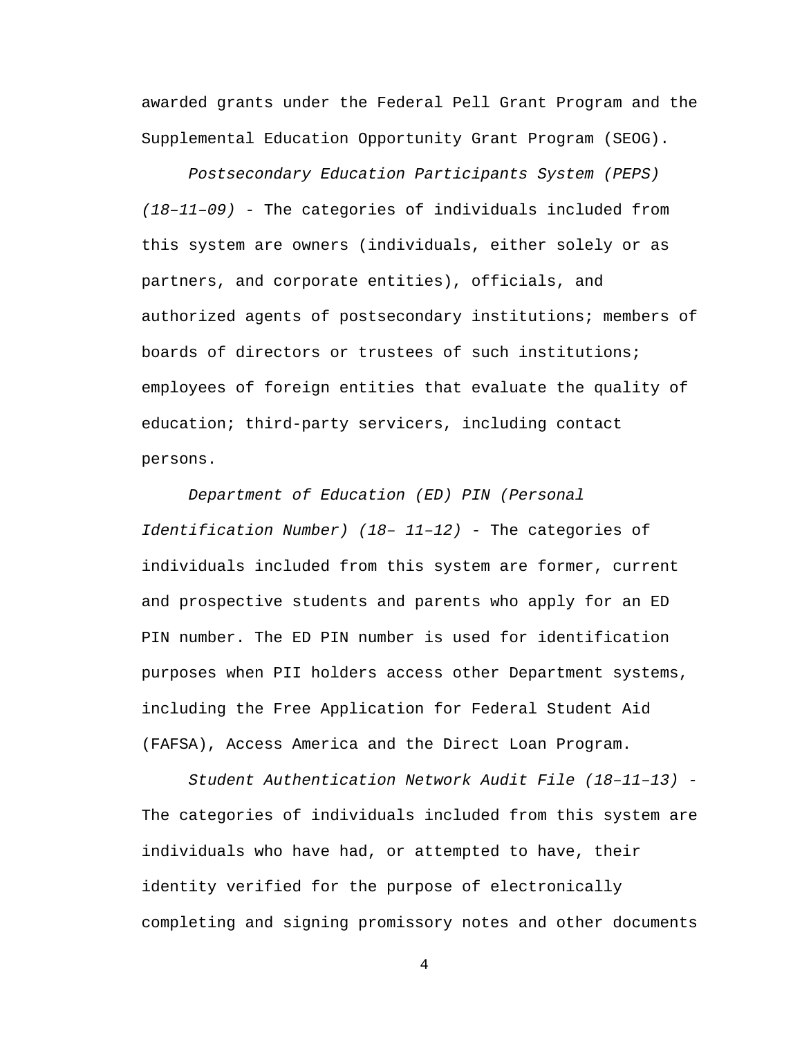awarded grants under the Federal Pell Grant Program and the Supplemental Education Opportunity Grant Program (SEOG).

*Postsecondary Education Participants System (PEPS) (18–11–09)* - The categories of individuals included from this system are owners (individuals, either solely or as partners, and corporate entities), officials, and authorized agents of postsecondary institutions; members of boards of directors or trustees of such institutions; employees of foreign entities that evaluate the quality of education; third-party servicers, including contact persons.

*Department of Education (ED) PIN (Personal Identification Number) (18– 11–12)* - The categories of individuals included from this system are former, current and prospective students and parents who apply for an ED PIN number. The ED PIN number is used for identification purposes when PII holders access other Department systems, including the Free Application for Federal Student Aid (FAFSA), Access America and the Direct Loan Program.

*Student Authentication Network Audit File (18–11–13)* - The categories of individuals included from this system are individuals who have had, or attempted to have, their identity verified for the purpose of electronically completing and signing promissory notes and other documents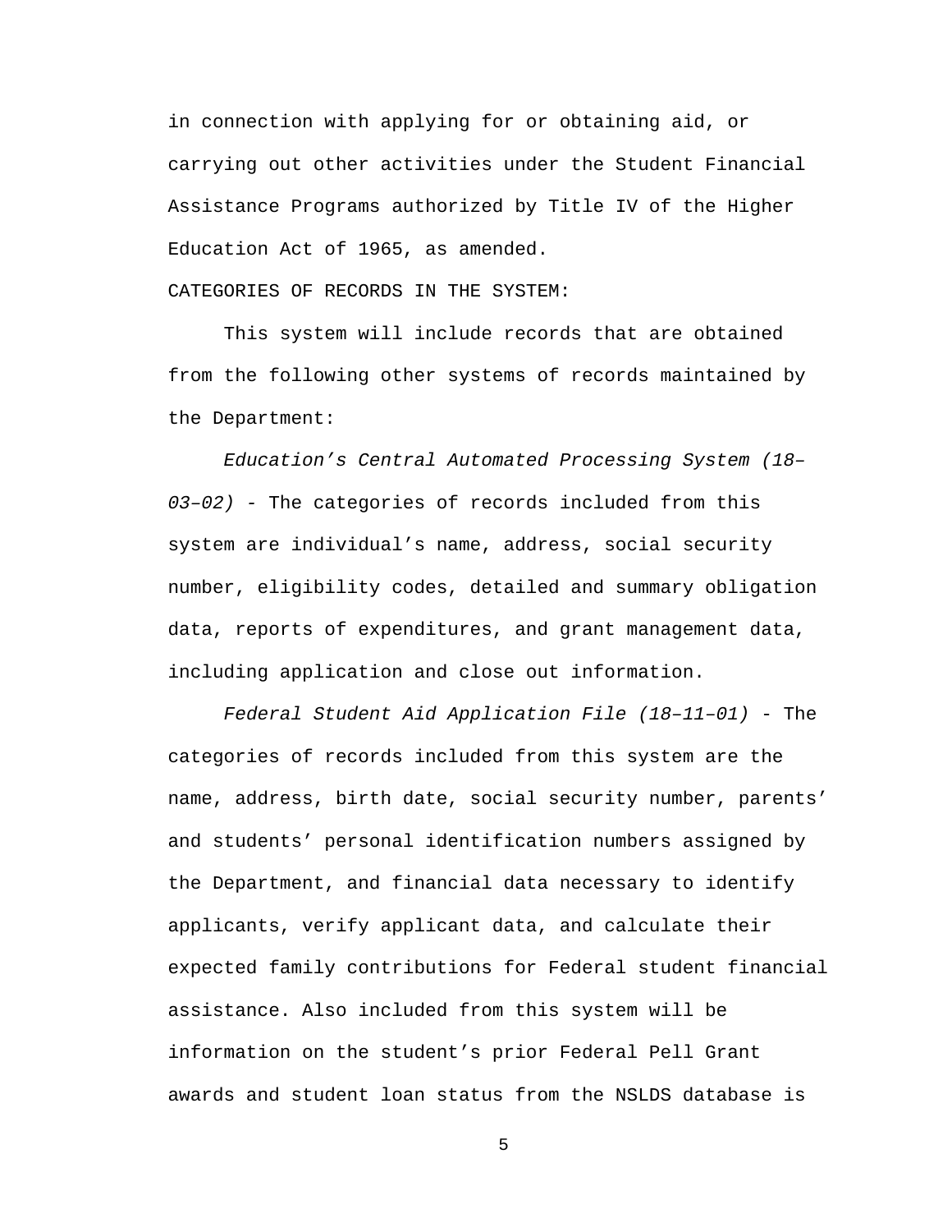in connection with applying for or obtaining aid, or carrying out other activities under the Student Financial Assistance Programs authorized by Title IV of the Higher Education Act of 1965, as amended.

CATEGORIES OF RECORDS IN THE SYSTEM:

This system will include records that are obtained from the following other systems of records maintained by the Department:

*Education's Central Automated Processing System (18–03–02)* - The categories of records included from this system are individual's name, address, social security number, eligibility codes, detailed and summary obligation data, reports of expenditures, and grant management data, including application and close out information.

*Federal Student Aid Application File (18–11–01)* - The categories of records included from this system are the name, address, birth date, social security number, parents' and students' personal identification numbers assigned by the Department, and financial data necessary to identify applicants, verify applicant data, and calculate their expected family contributions for Federal student financial assistance. Also included from this system will be information on the student's prior Federal Pell Grant awards and student loan status from the NSLDS database is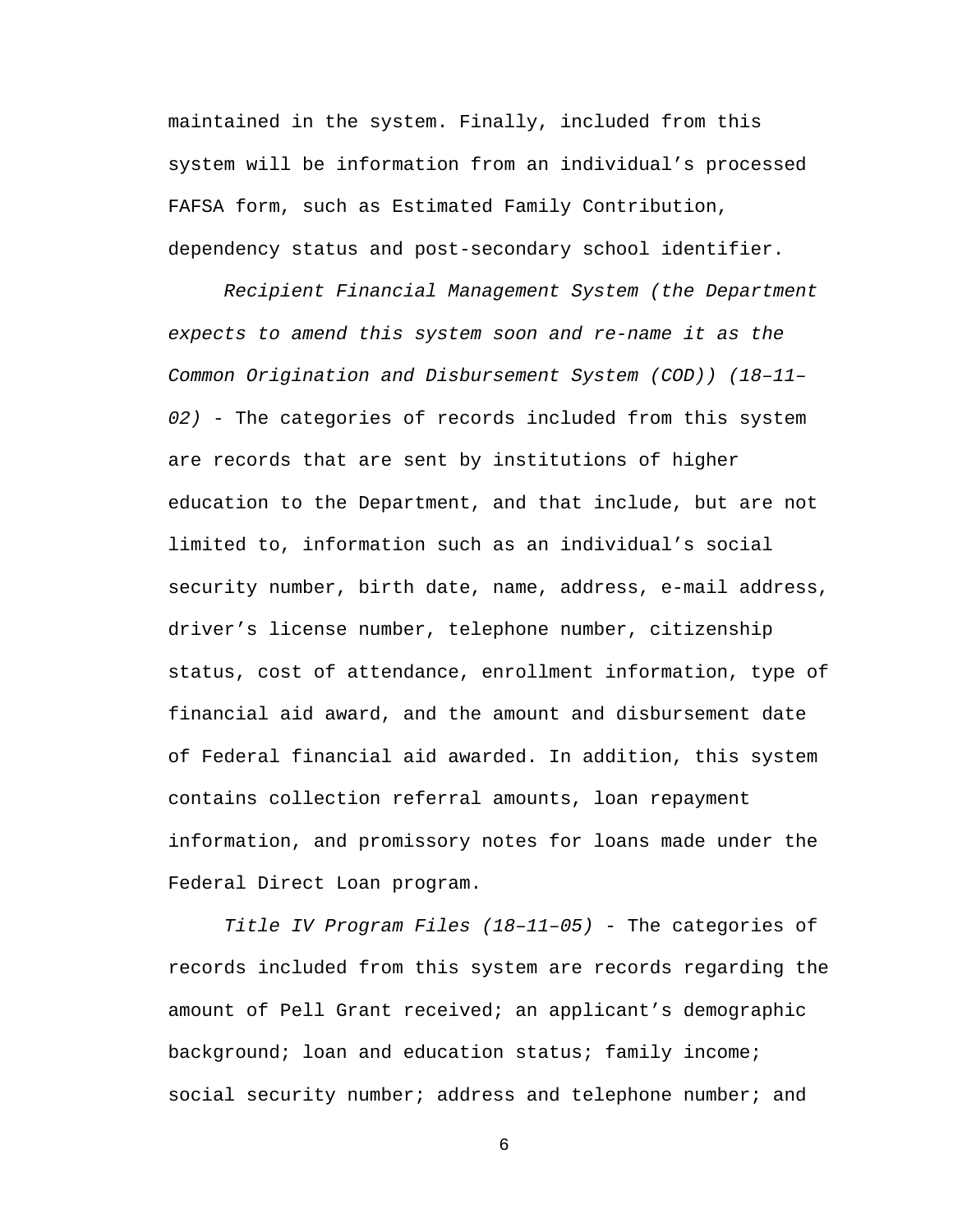maintained in the system. Finally, included from this system will be information from an individual’s processed FAFSA form, such as Estimated Family Contribution, dependency status and post-secondary school identifier.

*Recipient Financial Management System (the Department expects to amend this system soon and re-name it as the Common Origination and Disbursement System (COD)) (18–11–02)* - The categories of records included from this system are records that are sent by institutions of higher education to the Department, and that include, but are not limited to, information such as an individual’s social security number, birth date, name, address, e-mail address, driver’s license number, telephone number, citizenship status, cost of attendance, enrollment information, type of financial aid award, and the amount and disbursement date of Federal financial aid awarded. In addition, this system contains collection referral amounts, loan repayment information, and promissory notes for loans made under the Federal Direct Loan program.

*Title IV Program Files (18–11–05)* - The categories of records included from this system are records regarding the amount of Pell Grant received; an applicant’s demographic background; loan and education status; family income; social security number; address and telephone number; and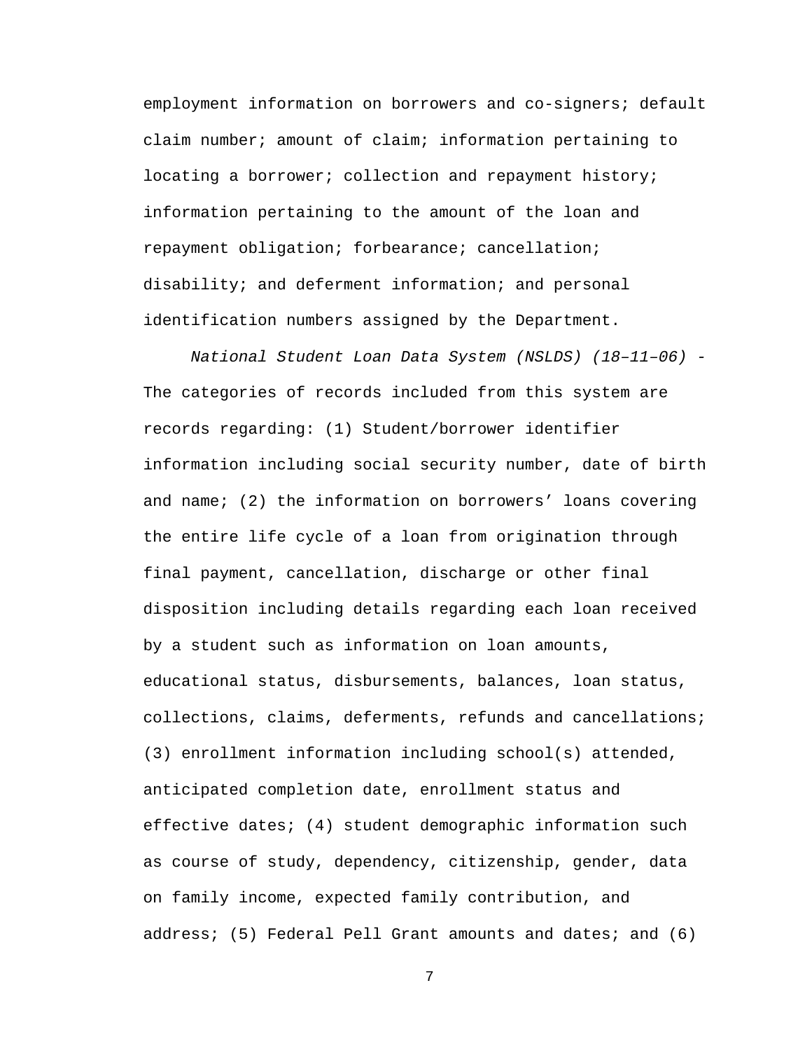employment information on borrowers and co-signers; default claim number; amount of claim; information pertaining to locating a borrower; collection and repayment history; information pertaining to the amount of the loan and repayment obligation; forbearance; cancellation; disability; and deferment information; and personal identification numbers assigned by the Department.

*National Student Loan Data System (NSLDS) (18–11–06)* - The categories of records included from this system are records regarding: (1) Student/borrower identifier information including social security number, date of birth and name; (2) the information on borrowers' loans covering the entire life cycle of a loan from origination through final payment, cancellation, discharge or other final disposition including details regarding each loan received by a student such as information on loan amounts, educational status, disbursements, balances, loan status, collections, claims, deferments, refunds and cancellations; (3) enrollment information including school(s) attended, anticipated completion date, enrollment status and effective dates; (4) student demographic information such as course of study, dependency, citizenship, gender, data on family income, expected family contribution, and address; (5) Federal Pell Grant amounts and dates; and (6)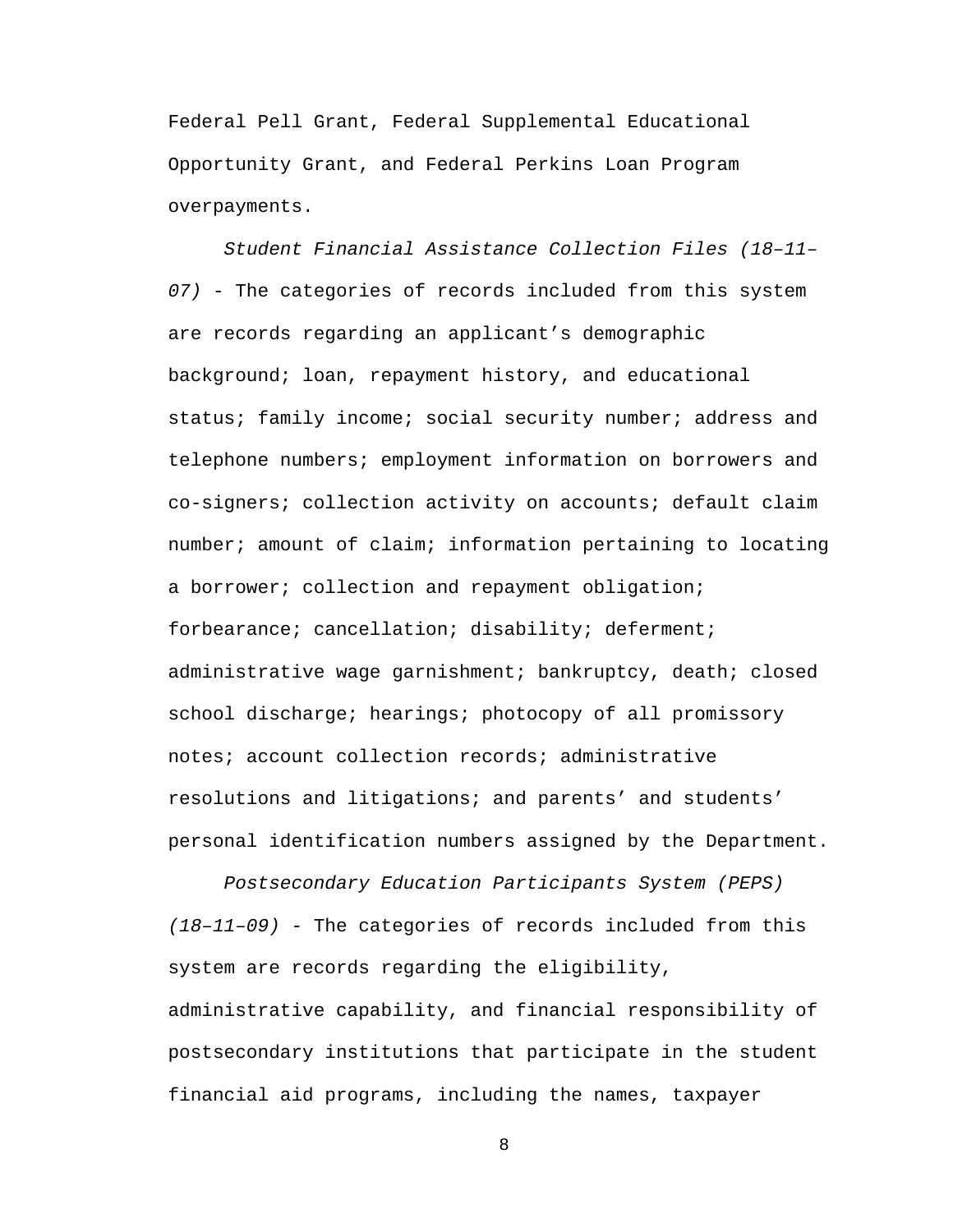Federal Pell Grant, Federal Supplemental Educational Opportunity Grant, and Federal Perkins Loan Program overpayments.

*Student Financial Assistance Collection Files (18–11–07)* - The categories of records included from this system are records regarding an applicant's demographic background; loan, repayment history, and educational status; family income; social security number; address and telephone numbers; employment information on borrowers and co-signers; collection activity on accounts; default claim number; amount of claim; information pertaining to locating a borrower; collection and repayment obligation; forbearance; cancellation; disability; deferment; administrative wage garnishment; bankruptcy, death; closed school discharge; hearings; photocopy of all promissory notes; account collection records; administrative resolutions and litigations; and parents' and students' personal identification numbers assigned by the Department.

*Postsecondary Education Participants System (PEPS) (18–11–09)* - The categories of records included from this system are records regarding the eligibility, administrative capability, and financial responsibility of postsecondary institutions that participate in the student financial aid programs, including the names, taxpayer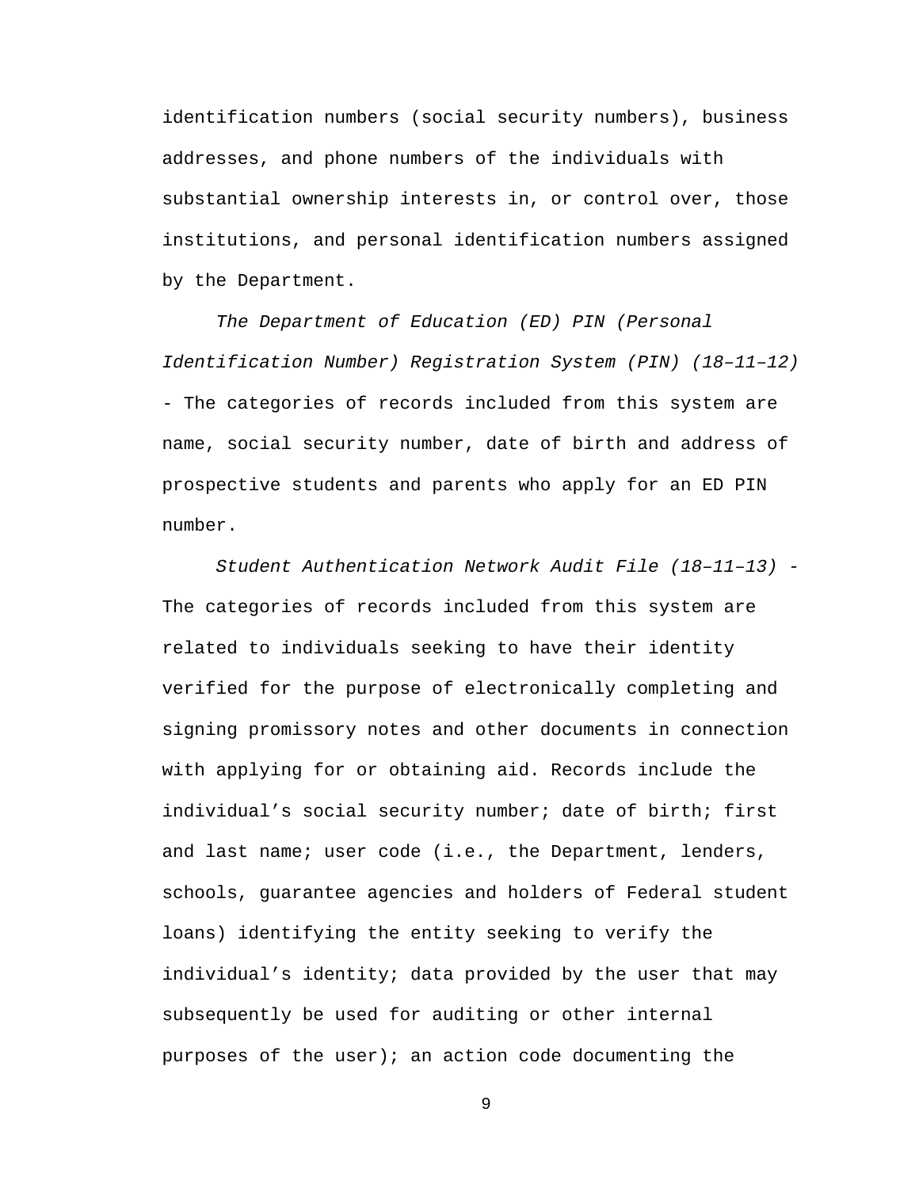identification numbers (social security numbers), business addresses, and phone numbers of the individuals with substantial ownership interests in, or control over, those institutions, and personal identification numbers assigned by the Department.

*The Department of Education (ED) PIN (Personal Identification Number) Registration System (PIN) (18–11–12)* - The categories of records included from this system are name, social security number, date of birth and address of prospective students and parents who apply for an ED PIN number.

*Student Authentication Network Audit File (18–11–13)* - The categories of records included from this system are related to individuals seeking to have their identity verified for the purpose of electronically completing and signing promissory notes and other documents in connection with applying for or obtaining aid. Records include the individual's social security number; date of birth; first and last name; user code (i.e., the Department, lenders, schools, guarantee agencies and holders of Federal student loans) identifying the entity seeking to verify the individual's identity; data provided by the user that may subsequently be used for auditing or other internal purposes of the user); an action code documenting the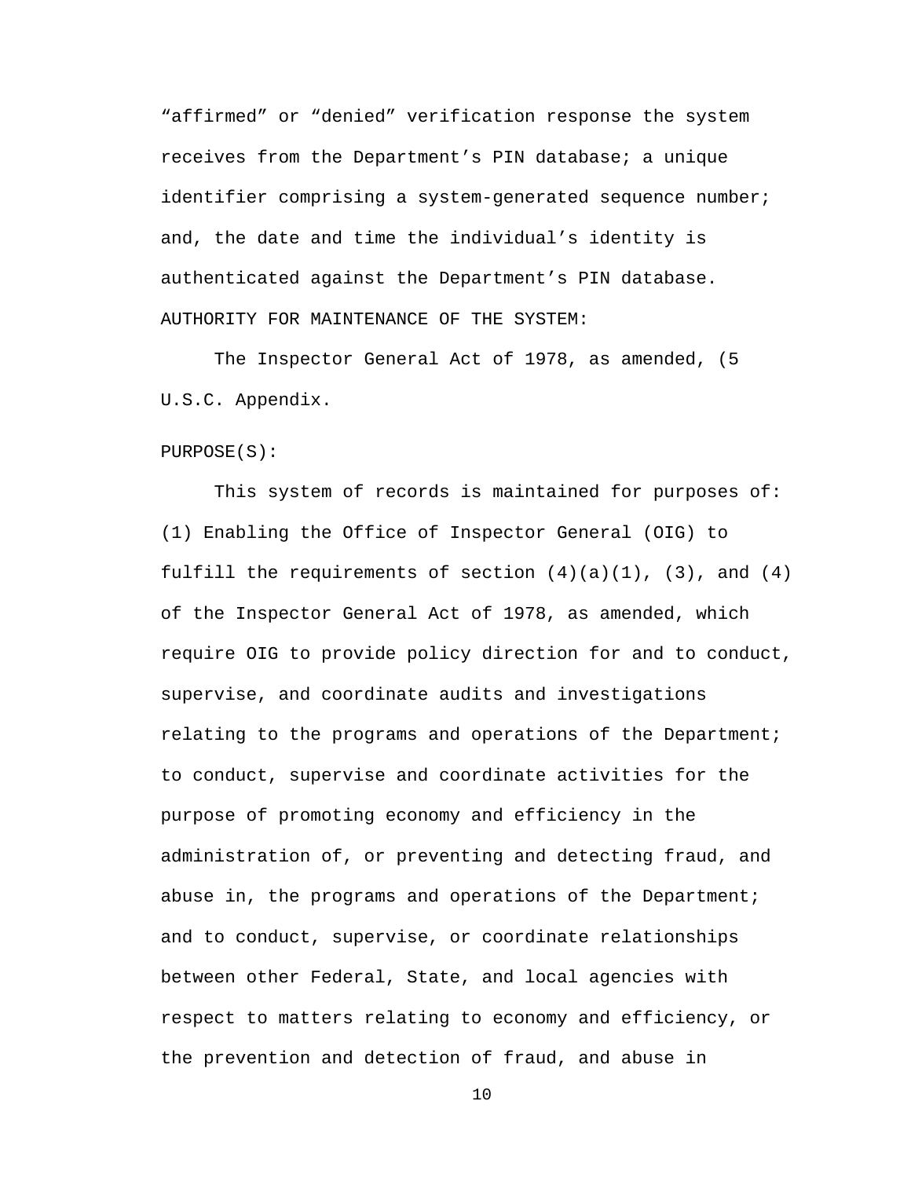“affirmed” or “denied” verification response the system receives from the Department’s PIN database; a unique identifier comprising a system-generated sequence number; and, the date and time the individual’s identity is authenticated against the Department’s PIN database.

AUTHORITY FOR MAINTENANCE OF THE SYSTEM:

The Inspector General Act of 1978, as amended, (5 U.S.C. Appendix.

PURPOSE(S):

This system of records is maintained for purposes of: (1) Enabling the Office of Inspector General (OIG) to fulfill the requirements of section (4)(a)(1), (3), and (4) of the Inspector General Act of 1978, as amended, which require OIG to provide policy direction for and to conduct, supervise, and coordinate audits and investigations relating to the programs and operations of the Department; to conduct, supervise and coordinate activities for the purpose of promoting economy and efficiency in the administration of, or preventing and detecting fraud, and abuse in, the programs and operations of the Department; and to conduct, supervise, or coordinate relationships between other Federal, State, and local agencies with respect to matters relating to economy and efficiency, or the prevention and detection of fraud, and abuse in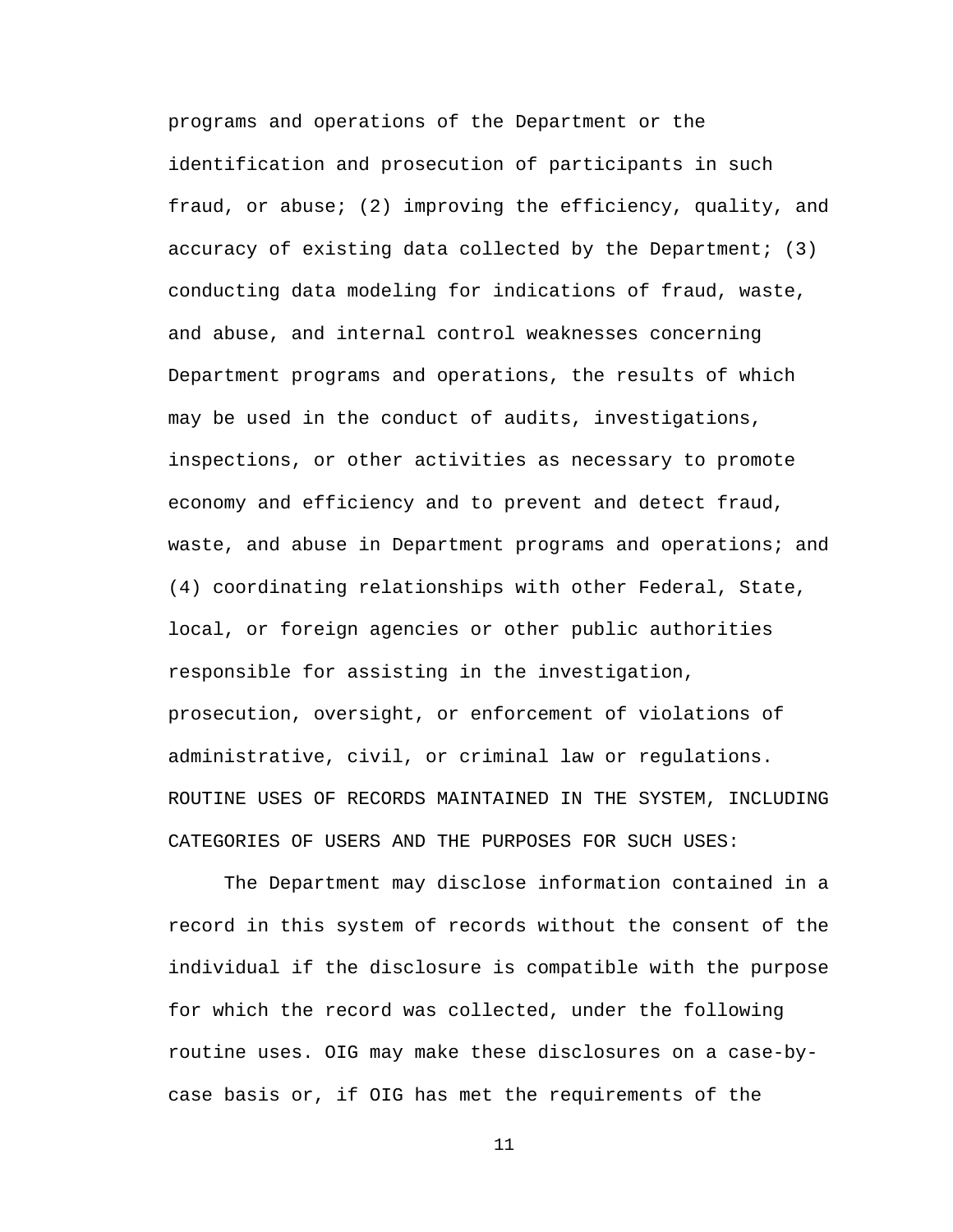programs and operations of the Department or the identification and prosecution of participants in such fraud, or abuse; (2) improving the efficiency, quality, and accuracy of existing data collected by the Department; (3) conducting data modeling for indications of fraud, waste, and abuse, and internal control weaknesses concerning Department programs and operations, the results of which may be used in the conduct of audits, investigations, inspections, or other activities as necessary to promote economy and efficiency and to prevent and detect fraud, waste, and abuse in Department programs and operations; and (4) coordinating relationships with other Federal, State, local, or foreign agencies or other public authorities responsible for assisting in the investigation, prosecution, oversight, or enforcement of violations of administrative, civil, or criminal law or regulations.

ROUTINE USES OF RECORDS MAINTAINED IN THE SYSTEM, INCLUDING CATEGORIES OF USERS AND THE PURPOSES FOR SUCH USES:

The Department may disclose information contained in a record in this system of records without the consent of the individual if the disclosure is compatible with the purpose for which the record was collected, under the following routine uses. OIG may make these disclosures on a case-by-case basis or, if OIG has met the requirements of the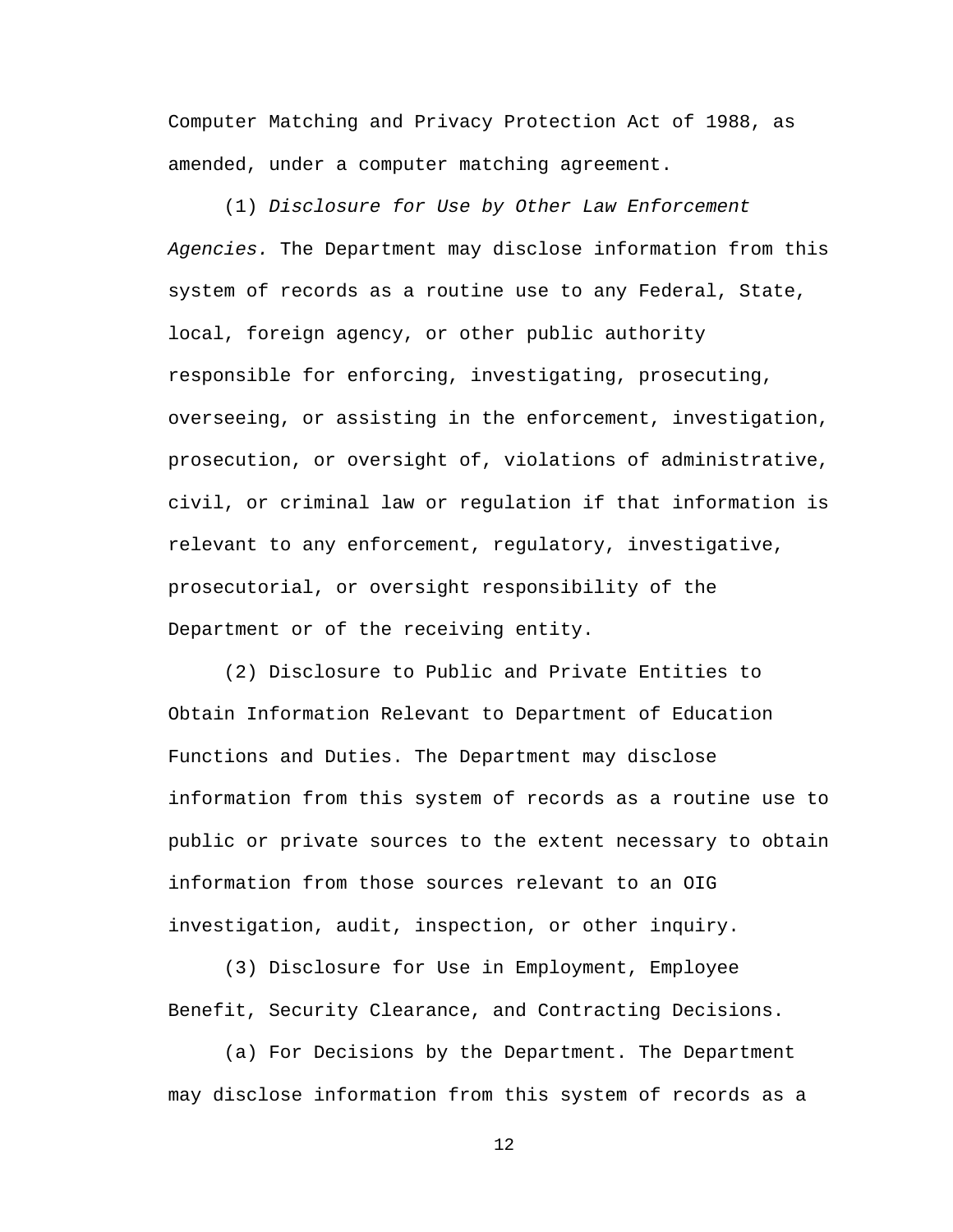Computer Matching and Privacy Protection Act of 1988, as amended, under a computer matching agreement.

(1) *Disclosure for Use by Other Law Enforcement Agencies.* The Department may disclose information from this system of records as a routine use to any Federal, State, local, foreign agency, or other public authority responsible for enforcing, investigating, prosecuting, overseeing, or assisting in the enforcement, investigation, prosecution, or oversight of, violations of administrative, civil, or criminal law or regulation if that information is relevant to any enforcement, regulatory, investigative, prosecutorial, or oversight responsibility of the Department or of the receiving entity.

(2) Disclosure to Public and Private Entities to Obtain Information Relevant to Department of Education Functions and Duties. The Department may disclose information from this system of records as a routine use to public or private sources to the extent necessary to obtain information from those sources relevant to an OIG investigation, audit, inspection, or other inquiry.

(3) Disclosure for Use in Employment, Employee Benefit, Security Clearance, and Contracting Decisions.

(a) For Decisions by the Department. The Department may disclose information from this system of records as a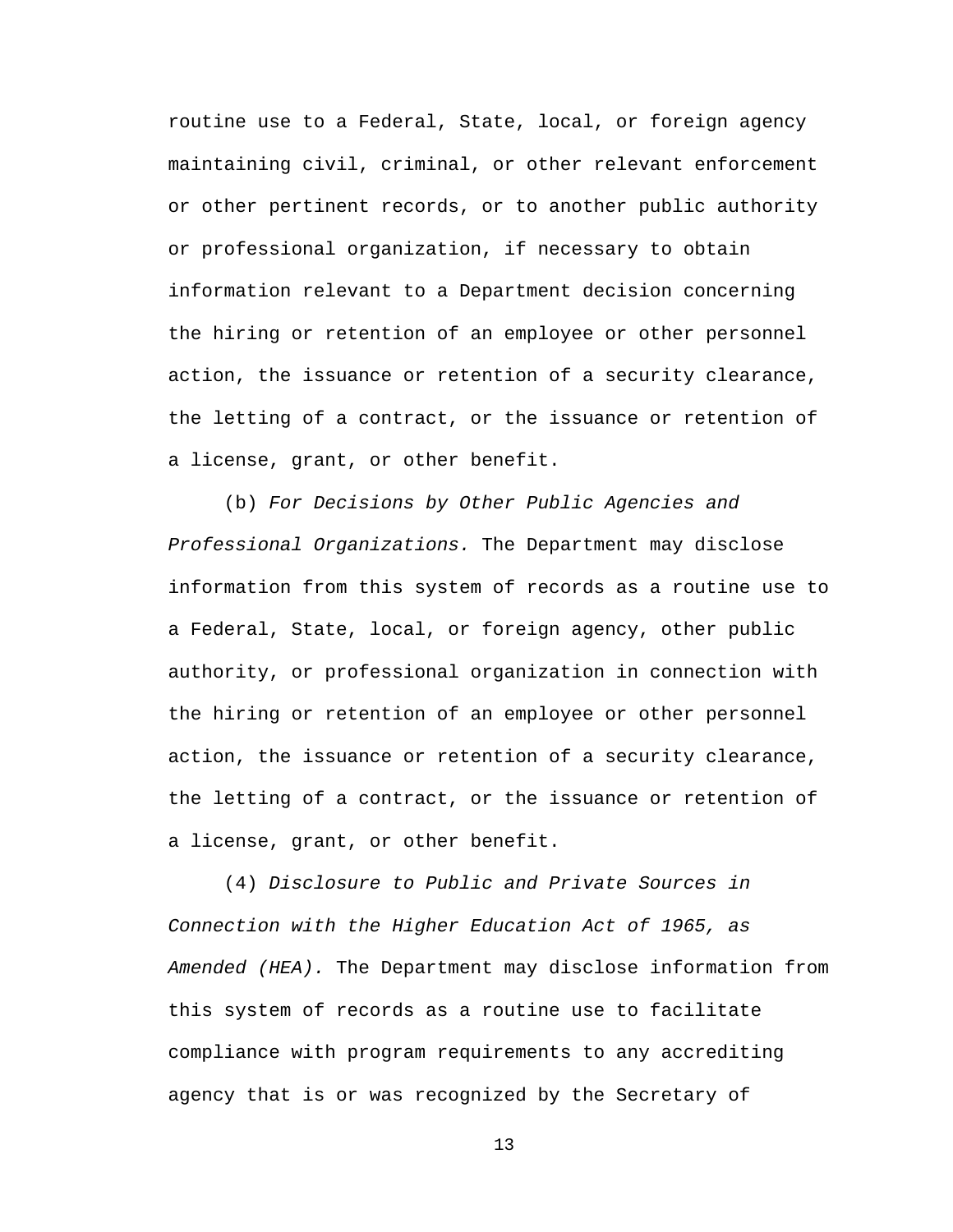routine use to a Federal, State, local, or foreign agency maintaining civil, criminal, or other relevant enforcement or other pertinent records, or to another public authority or professional organization, if necessary to obtain information relevant to a Department decision concerning the hiring or retention of an employee or other personnel action, the issuance or retention of a security clearance, the letting of a contract, or the issuance or retention of a license, grant, or other benefit.

(b) *For Decisions by Other Public Agencies and Professional Organizations.* The Department may disclose information from this system of records as a routine use to a Federal, State, local, or foreign agency, other public authority, or professional organization in connection with the hiring or retention of an employee or other personnel action, the issuance or retention of a security clearance, the letting of a contract, or the issuance or retention of a license, grant, or other benefit.

(4) *Disclosure to Public and Private Sources in Connection with the Higher Education Act of 1965, as Amended (HEA).* The Department may disclose information from this system of records as a routine use to facilitate compliance with program requirements to any accrediting agency that is or was recognized by the Secretary of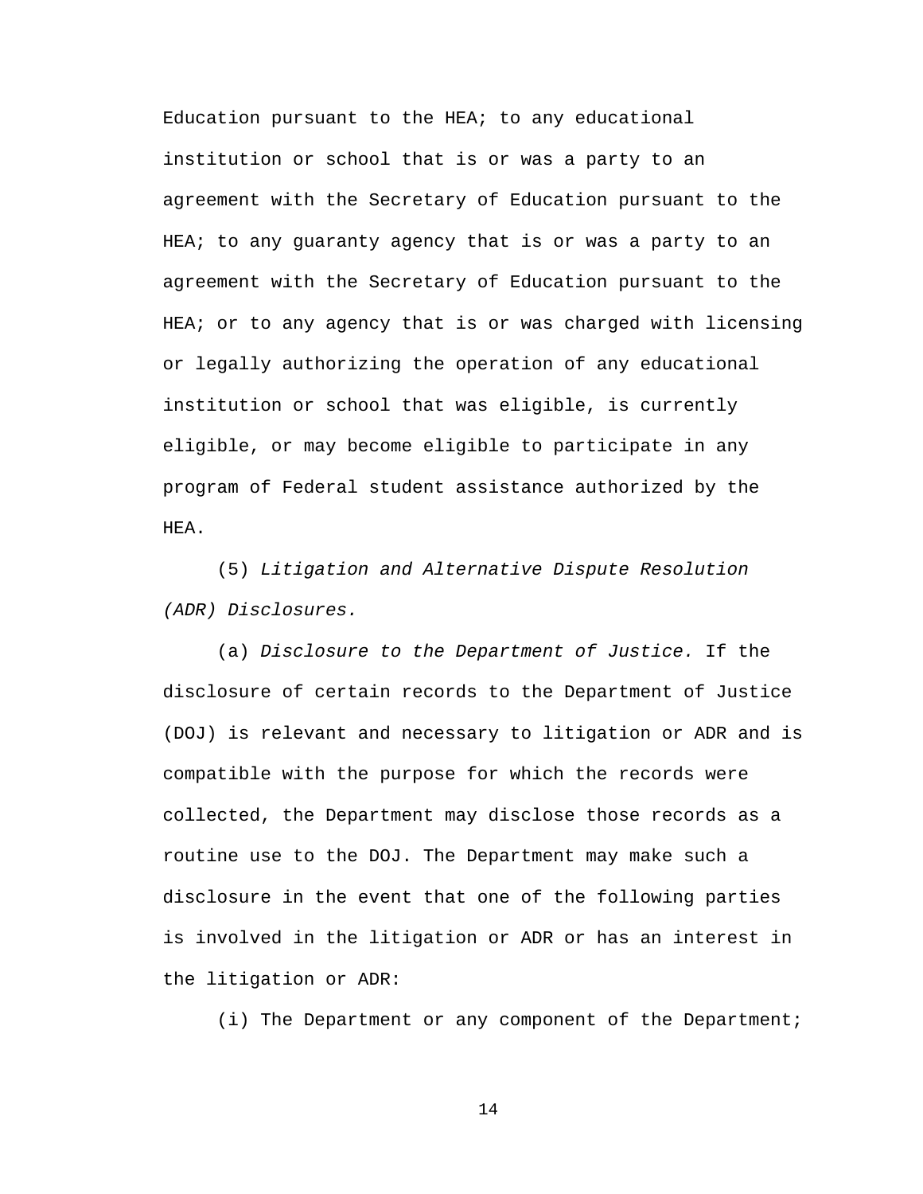Education pursuant to the HEA; to any educational institution or school that is or was a party to an agreement with the Secretary of Education pursuant to the HEA; to any guaranty agency that is or was a party to an agreement with the Secretary of Education pursuant to the HEA; or to any agency that is or was charged with licensing or legally authorizing the operation of any educational institution or school that was eligible, is currently eligible, or may become eligible to participate in any program of Federal student assistance authorized by the HEA.

(5) *Litigation and Alternative Dispute Resolution (ADR) Disclosures.*

(a) *Disclosure to the Department of Justice.* If the disclosure of certain records to the Department of Justice (DOJ) is relevant and necessary to litigation or ADR and is compatible with the purpose for which the records were collected, the Department may disclose those records as a routine use to the DOJ. The Department may make such a disclosure in the event that one of the following parties is involved in the litigation or ADR or has an interest in the litigation or ADR:

(i) The Department or any component of the Department;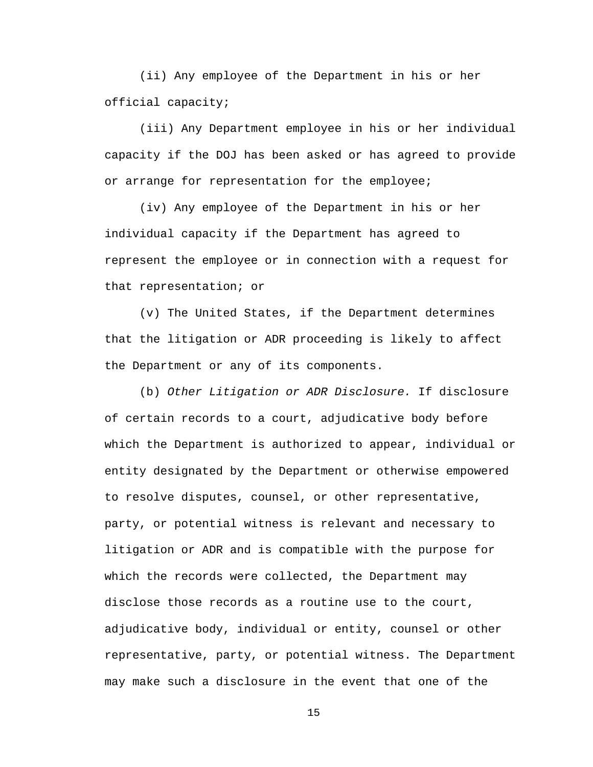(ii) Any employee of the Department in his or her official capacity;

(iii) Any Department employee in his or her individual capacity if the DOJ has been asked or has agreed to provide or arrange for representation for the employee;

(iv) Any employee of the Department in his or her individual capacity if the Department has agreed to represent the employee or in connection with a request for that representation; or

(v) The United States, if the Department determines that the litigation or ADR proceeding is likely to affect the Department or any of its components.

(b) *Other Litigation or ADR Disclosure.* If disclosure of certain records to a court, adjudicative body before which the Department is authorized to appear, individual or entity designated by the Department or otherwise empowered to resolve disputes, counsel, or other representative, party, or potential witness is relevant and necessary to litigation or ADR and is compatible with the purpose for which the records were collected, the Department may disclose those records as a routine use to the court, adjudicative body, individual or entity, counsel or other representative, party, or potential witness. The Department may make such a disclosure in the event that one of the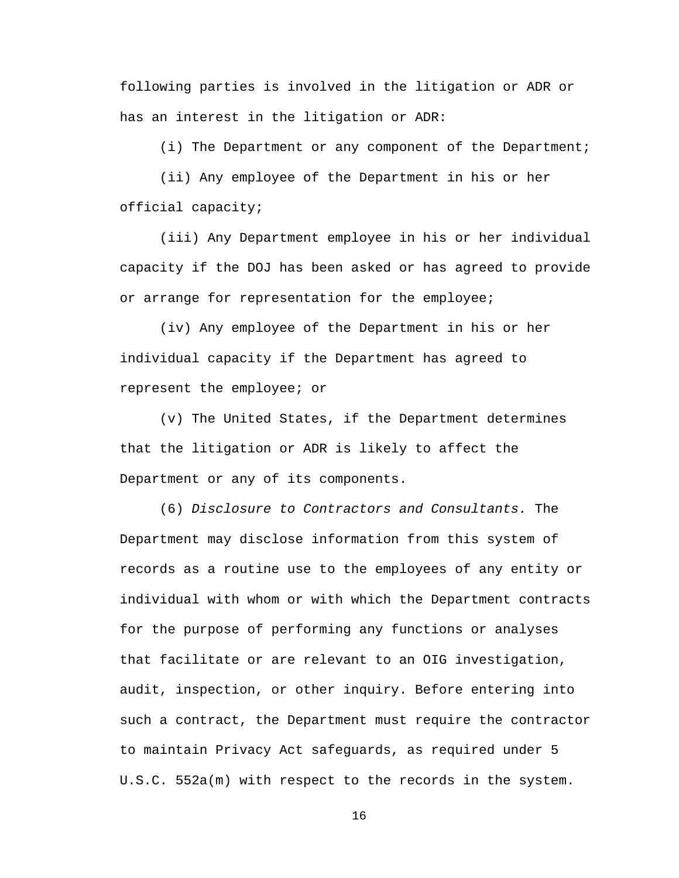following parties is involved in the litigation or ADR or has an interest in the litigation or ADR:

(i) The Department or any component of the Department;

(ii) Any employee of the Department in his or her official capacity;

(iii) Any Department employee in his or her individual capacity if the DOJ has been asked or has agreed to provide or arrange for representation for the employee;

(iv) Any employee of the Department in his or her individual capacity if the Department has agreed to represent the employee; or

(v) The United States, if the Department determines that the litigation or ADR is likely to affect the Department or any of its components.

(6) *Disclosure to Contractors and Consultants.* The Department may disclose information from this system of records as a routine use to the employees of any entity or individual with whom or with which the Department contracts for the purpose of performing any functions or analyses that facilitate or are relevant to an OIG investigation, audit, inspection, or other inquiry. Before entering into such a contract, the Department must require the contractor to maintain Privacy Act safeguards, as required under 5 U.S.C. 552a(m) with respect to the records in the system.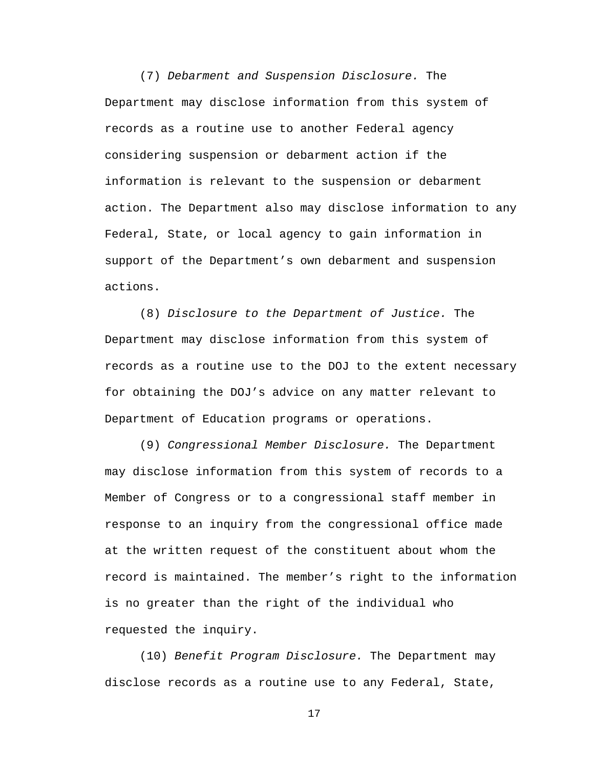(7) *Debarment and Suspension Disclosure.* The Department may disclose information from this system of records as a routine use to another Federal agency considering suspension or debarment action if the information is relevant to the suspension or debarment action. The Department also may disclose information to any Federal, State, or local agency to gain information in support of the Department's own debarment and suspension actions.

(8) *Disclosure to the Department of Justice.* The Department may disclose information from this system of records as a routine use to the DOJ to the extent necessary for obtaining the DOJ's advice on any matter relevant to Department of Education programs or operations.

(9) *Congressional Member Disclosure.* The Department may disclose information from this system of records to a Member of Congress or to a congressional staff member in response to an inquiry from the congressional office made at the written request of the constituent about whom the record is maintained. The member's right to the information is no greater than the right of the individual who requested the inquiry.

(10) *Benefit Program Disclosure.* The Department may disclose records as a routine use to any Federal, State,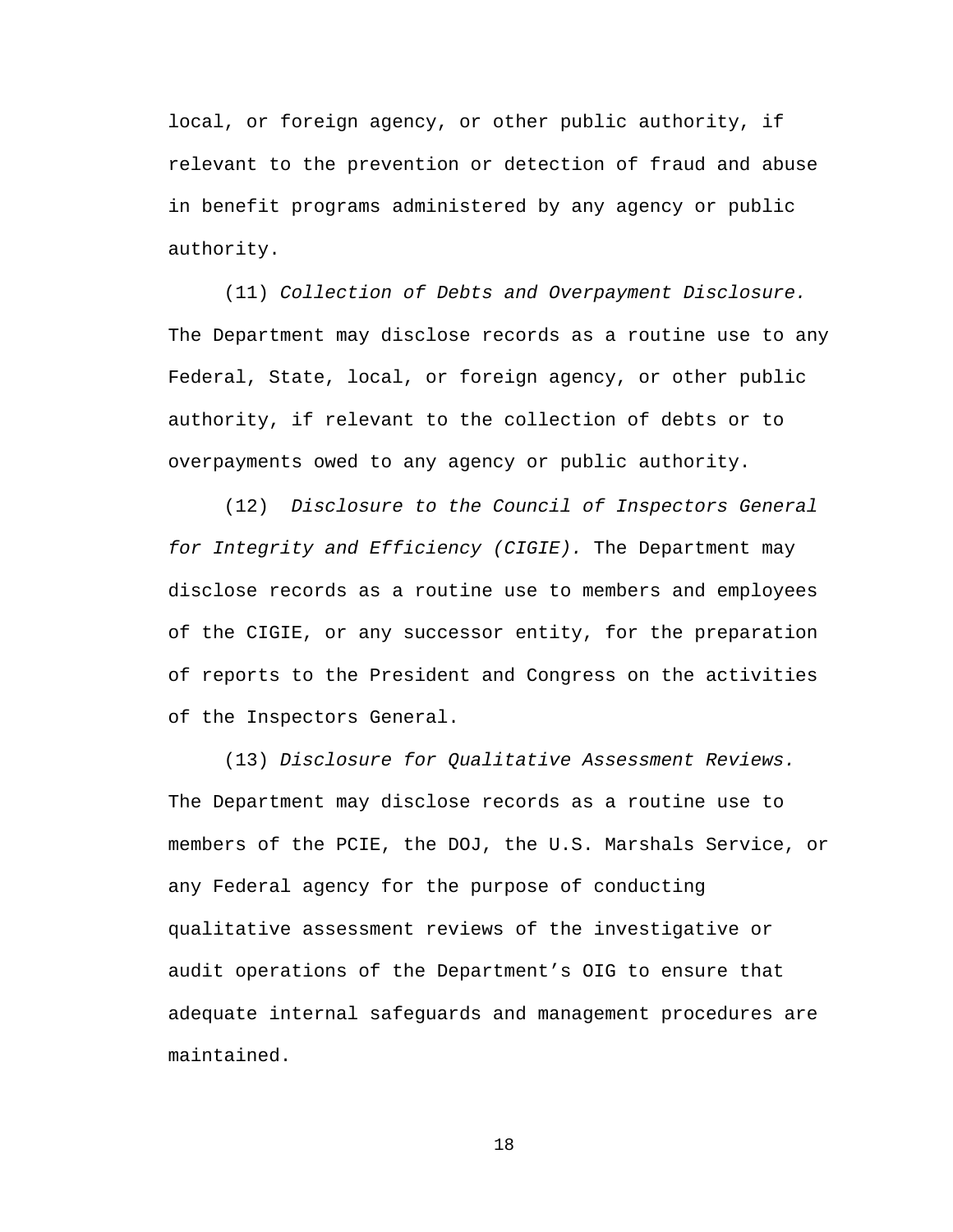local, or foreign agency, or other public authority, if relevant to the prevention or detection of fraud and abuse in benefit programs administered by any agency or public authority.

(11) *Collection of Debts and Overpayment Disclosure.* The Department may disclose records as a routine use to any Federal, State, local, or foreign agency, or other public authority, if relevant to the collection of debts or to overpayments owed to any agency or public authority.

(12) *Disclosure to the Council of Inspectors General for Integrity and Efficiency (CIGIE).* The Department may disclose records as a routine use to members and employees of the CIGIE, or any successor entity, for the preparation of reports to the President and Congress on the activities of the Inspectors General.

(13) *Disclosure for Qualitative Assessment Reviews.* The Department may disclose records as a routine use to members of the PCIE, the DOJ, the U.S. Marshals Service, or any Federal agency for the purpose of conducting qualitative assessment reviews of the investigative or audit operations of the Department's OIG to ensure that adequate internal safeguards and management procedures are maintained.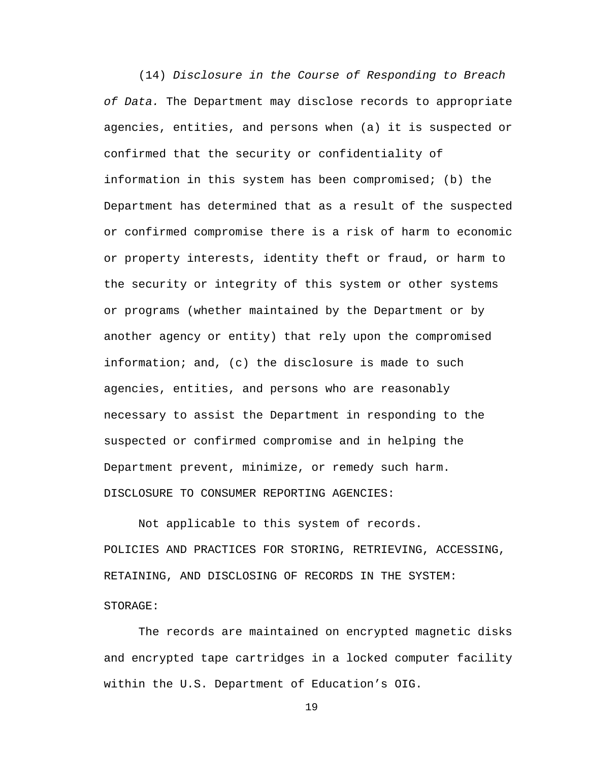(14) *Disclosure in the Course of Responding to Breach of Data.* The Department may disclose records to appropriate agencies, entities, and persons when (a) it is suspected or confirmed that the security or confidentiality of information in this system has been compromised; (b) the Department has determined that as a result of the suspected or confirmed compromise there is a risk of harm to economic or property interests, identity theft or fraud, or harm to the security or integrity of this system or other systems or programs (whether maintained by the Department or by another agency or entity) that rely upon the compromised information; and, (c) the disclosure is made to such agencies, entities, and persons who are reasonably necessary to assist the Department in responding to the suspected or confirmed compromise and in helping the Department prevent, minimize, or remedy such harm.

DISCLOSURE TO CONSUMER REPORTING AGENCIES:

Not applicable to this system of records.

POLICIES AND PRACTICES FOR STORING, RETRIEVING, ACCESSING, RETAINING, AND DISCLOSING OF RECORDS IN THE SYSTEM:

STORAGE:

The records are maintained on encrypted magnetic disks and encrypted tape cartridges in a locked computer facility within the U.S. Department of Education's OIG.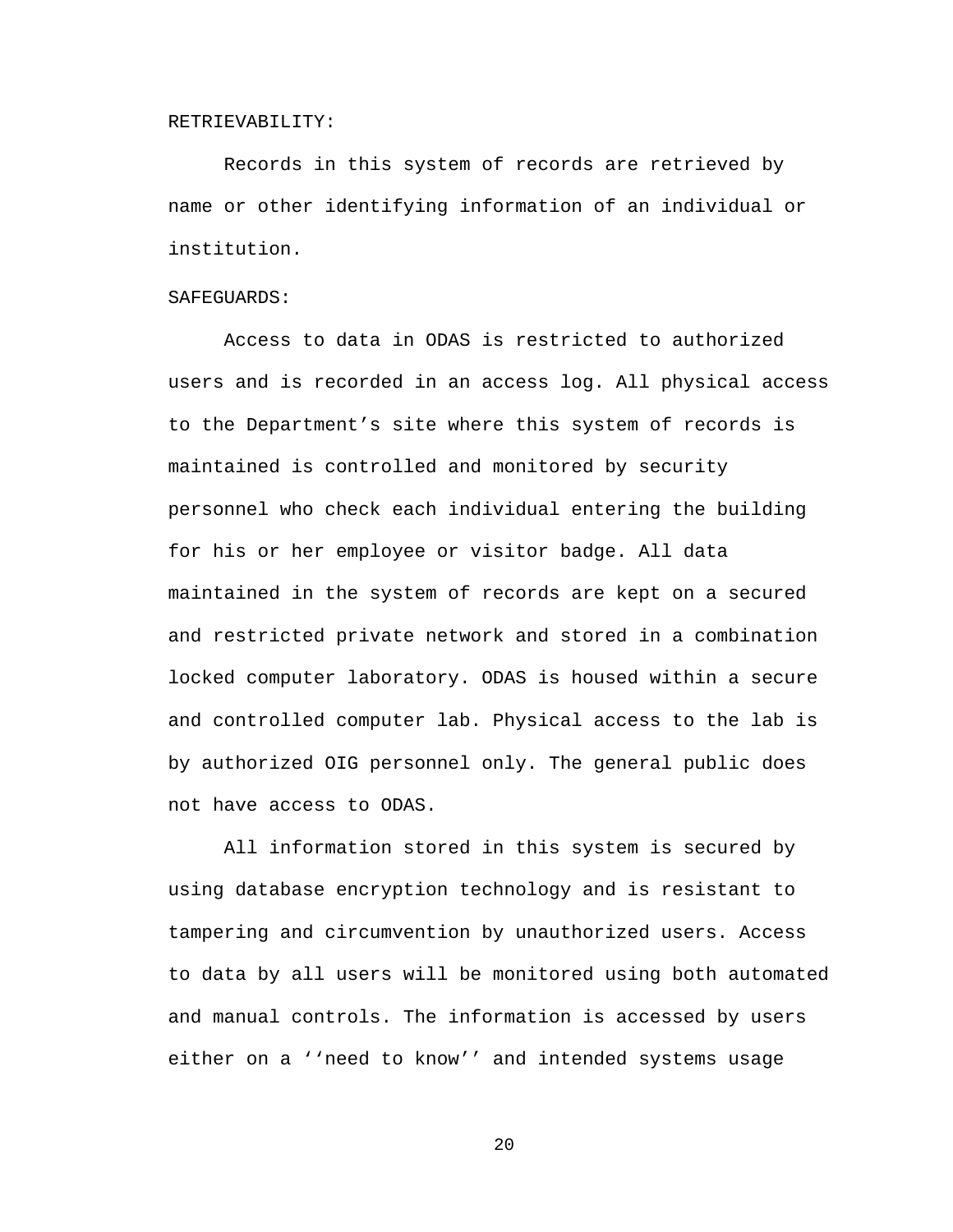RETRIEVABILITY:

Records in this system of records are retrieved by name or other identifying information of an individual or institution.

SAFEGUARDS:

Access to data in ODAS is restricted to authorized users and is recorded in an access log. All physical access to the Department’s site where this system of records is maintained is controlled and monitored by security personnel who check each individual entering the building for his or her employee or visitor badge. All data maintained in the system of records are kept on a secured and restricted private network and stored in a combination locked computer laboratory. ODAS is housed within a secure and controlled computer lab. Physical access to the lab is by authorized OIG personnel only. The general public does not have access to ODAS.

All information stored in this system is secured by using database encryption technology and is resistant to tampering and circumvention by unauthorized users. Access to data by all users will be monitored using both automated and manual controls. The information is accessed by users either on a ‘‘need to know’’ and intended systems usage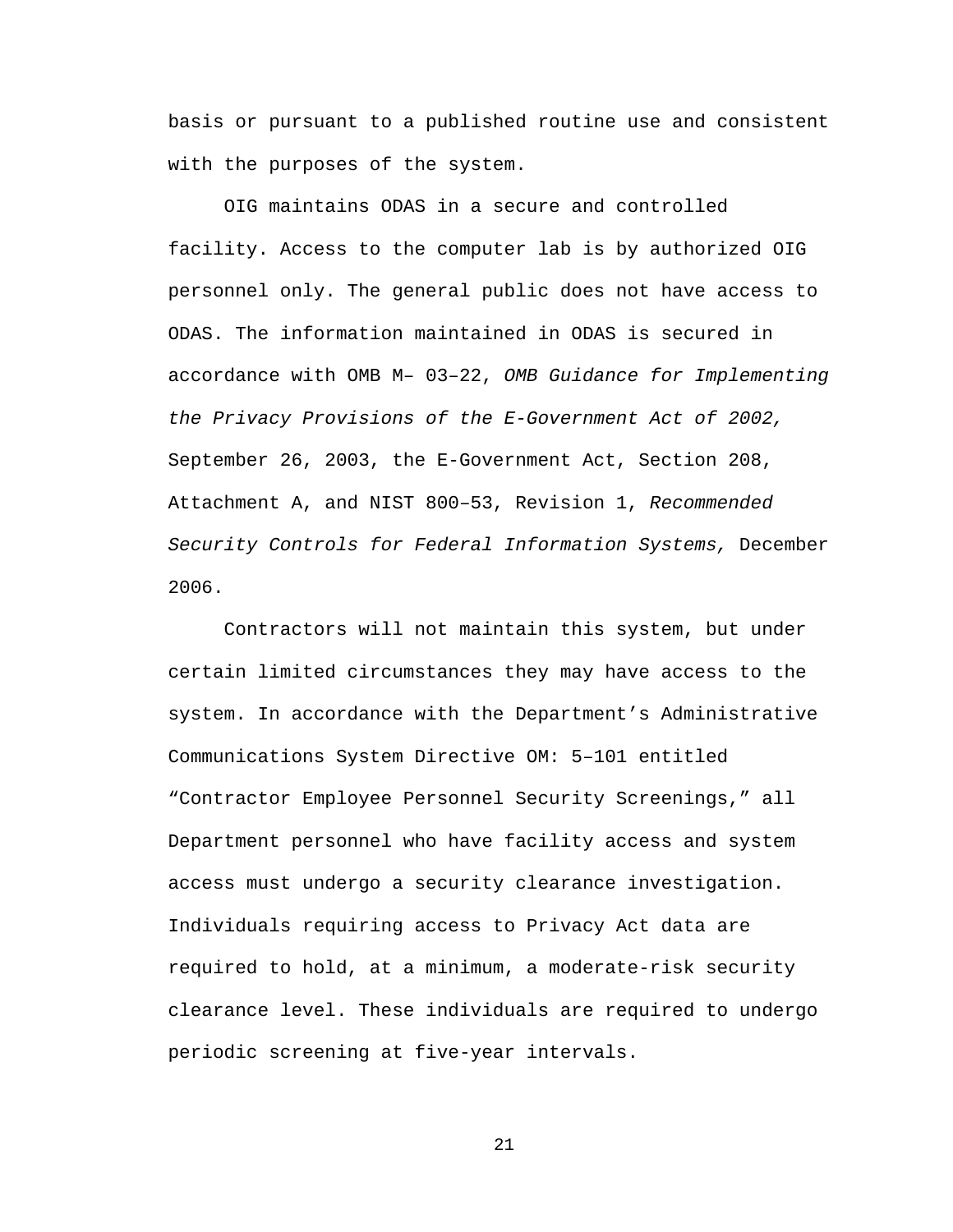basis or pursuant to a published routine use and consistent with the purposes of the system.

OIG maintains ODAS in a secure and controlled facility. Access to the computer lab is by authorized OIG personnel only. The general public does not have access to ODAS. The information maintained in ODAS is secured in accordance with OMB M– 03–22, *OMB Guidance for Implementing the Privacy Provisions of the E-Government Act of 2002,* September 26, 2003, the E-Government Act, Section 208, Attachment A, and NIST 800–53, Revision 1, *Recommended Security Controls for Federal Information Systems,* December 2006.

Contractors will not maintain this system, but under certain limited circumstances they may have access to the system. In accordance with the Department's Administrative Communications System Directive OM: 5–101 entitled "Contractor Employee Personnel Security Screenings," all Department personnel who have facility access and system access must undergo a security clearance investigation. Individuals requiring access to Privacy Act data are required to hold, at a minimum, a moderate-risk security clearance level. These individuals are required to undergo periodic screening at five-year intervals.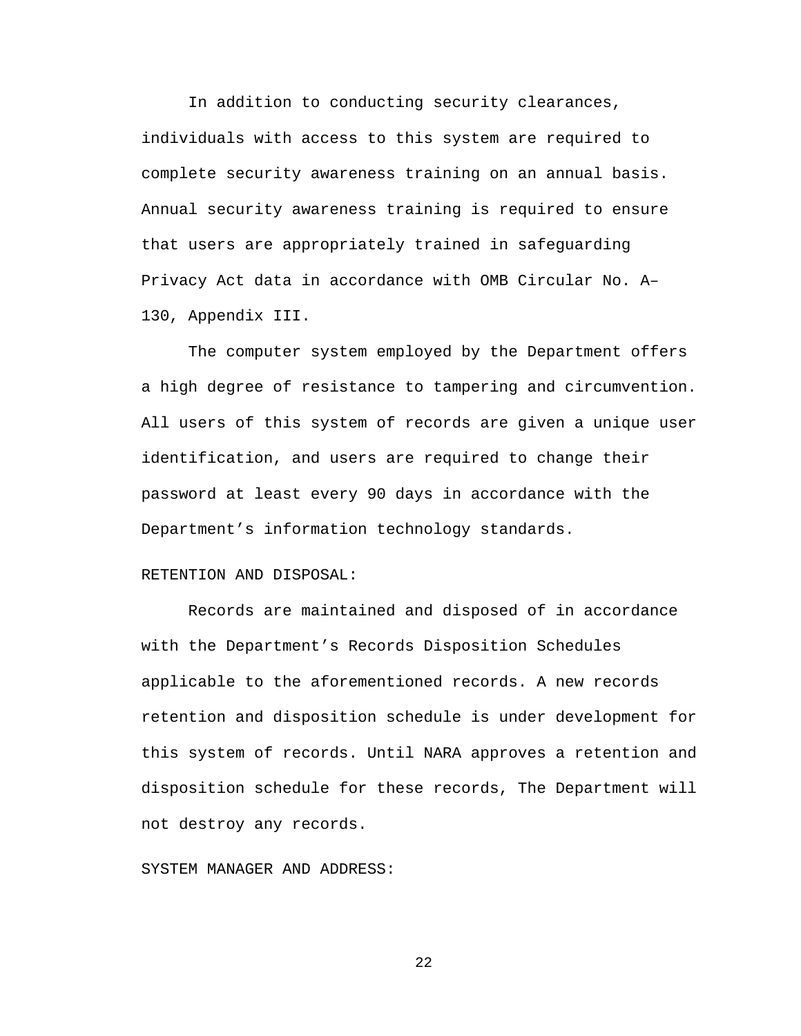In addition to conducting security clearances, individuals with access to this system are required to complete security awareness training on an annual basis. Annual security awareness training is required to ensure that users are appropriately trained in safeguarding Privacy Act data in accordance with OMB Circular No. A–130, Appendix III.

The computer system employed by the Department offers a high degree of resistance to tampering and circumvention. All users of this system of records are given a unique user identification, and users are required to change their password at least every 90 days in accordance with the Department’s information technology standards.

RETENTION AND DISPOSAL:

Records are maintained and disposed of in accordance with the Department’s Records Disposition Schedules applicable to the aforementioned records. A new records retention and disposition schedule is under development for this system of records. Until NARA approves a retention and disposition schedule for these records, The Department will not destroy any records.

SYSTEM MANAGER AND ADDRESS: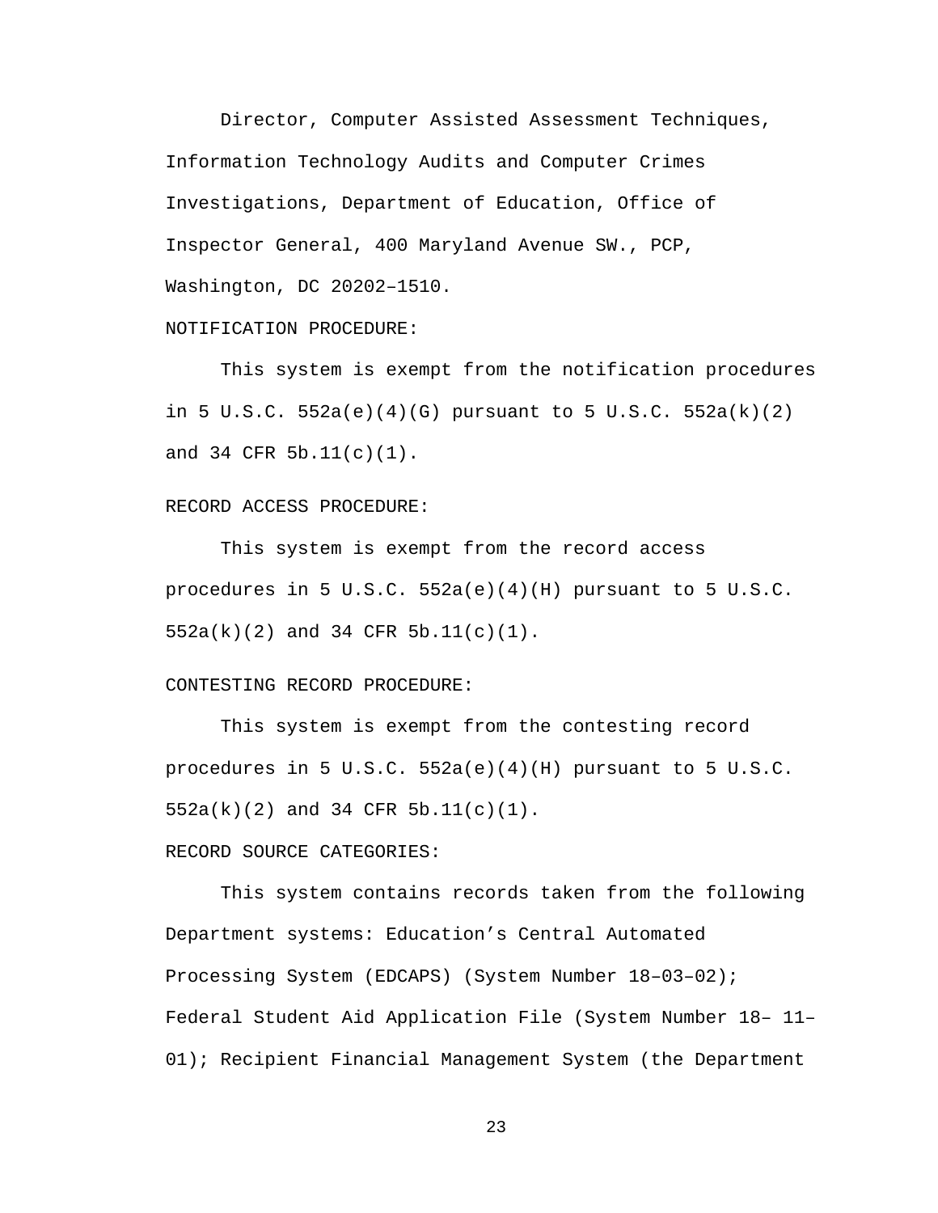Director, Computer Assisted Assessment Techniques, Information Technology Audits and Computer Crimes Investigations, Department of Education, Office of Inspector General, 400 Maryland Avenue SW., PCP, Washington, DC 20202–1510.

NOTIFICATION PROCEDURE:

This system is exempt from the notification procedures in 5 U.S.C. 552a(e)(4)(G) pursuant to 5 U.S.C. 552a(k)(2) and 34 CFR 5b.11(c)(1).

RECORD ACCESS PROCEDURE:

This system is exempt from the record access procedures in 5 U.S.C. 552a(e)(4)(H) pursuant to 5 U.S.C. 552a(k)(2) and 34 CFR 5b.11(c)(1).

CONTESTING RECORD PROCEDURE:

This system is exempt from the contesting record procedures in 5 U.S.C. 552a(e)(4)(H) pursuant to 5 U.S.C. 552a(k)(2) and 34 CFR 5b.11(c)(1).

RECORD SOURCE CATEGORIES:

This system contains records taken from the following Department systems: Education's Central Automated Processing System (EDCAPS) (System Number 18–03–02); Federal Student Aid Application File (System Number 18– 11–01); Recipient Financial Management System (the Department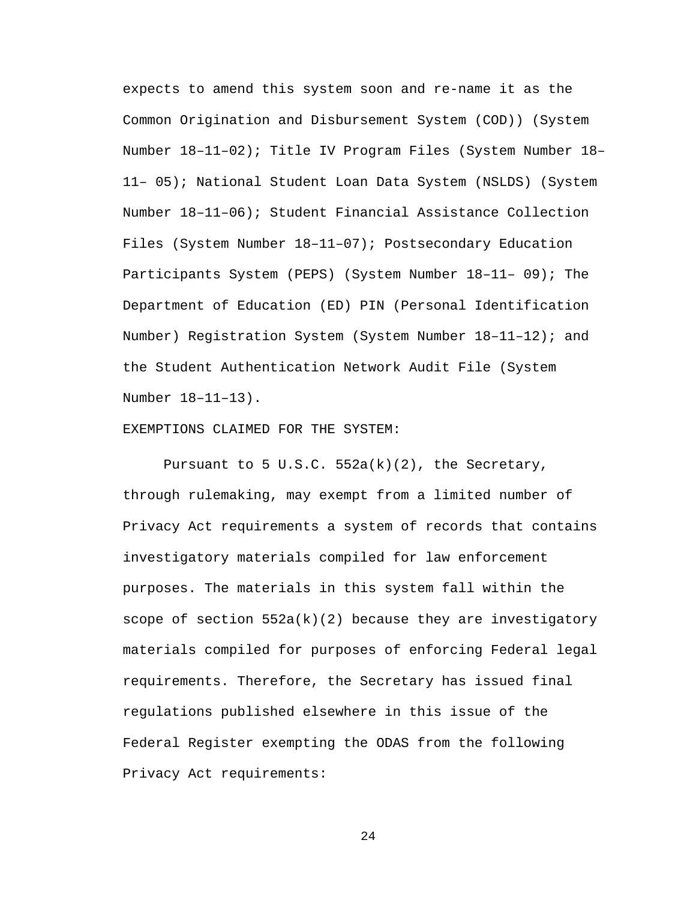expects to amend this system soon and re-name it as the Common Origination and Disbursement System (COD)) (System Number 18–11–02); Title IV Program Files (System Number 18–11– 05); National Student Loan Data System (NSLDS) (System Number 18–11–06); Student Financial Assistance Collection Files (System Number 18–11–07); Postsecondary Education Participants System (PEPS) (System Number 18–11– 09); The Department of Education (ED) PIN (Personal Identification Number) Registration System (System Number 18–11–12); and the Student Authentication Network Audit File (System Number 18–11–13).

EXEMPTIONS CLAIMED FOR THE SYSTEM:

Pursuant to 5 U.S.C. 552a(k)(2), the Secretary, through rulemaking, may exempt from a limited number of Privacy Act requirements a system of records that contains investigatory materials compiled for law enforcement purposes. The materials in this system fall within the scope of section 552a(k)(2) because they are investigatory materials compiled for purposes of enforcing Federal legal requirements. Therefore, the Secretary has issued final regulations published elsewhere in this issue of the Federal Register exempting the ODAS from the following Privacy Act requirements: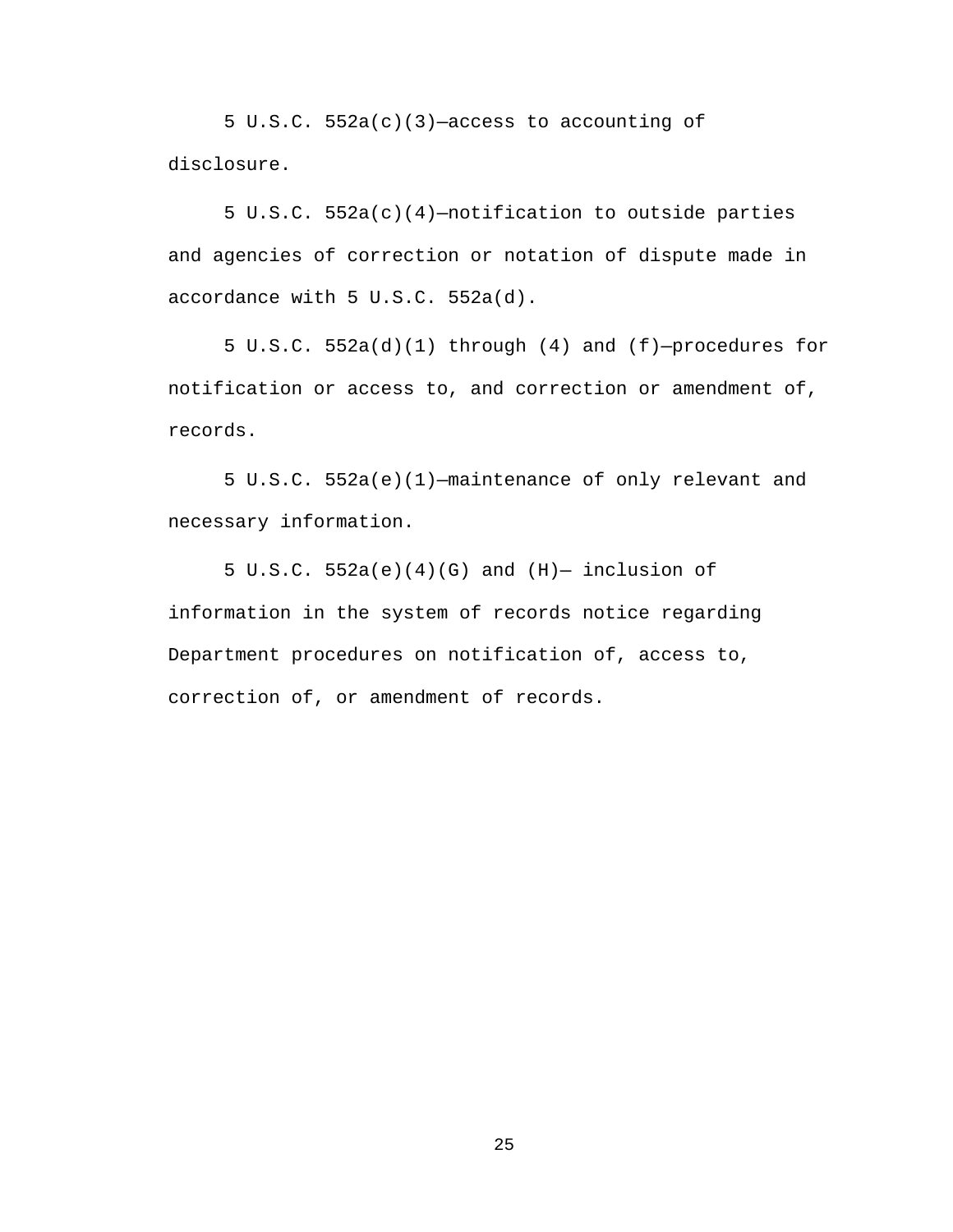5 U.S.C. 552a(c)(3)—access to accounting of disclosure.

5 U.S.C. 552a(c)(4)—notification to outside parties and agencies of correction or notation of dispute made in accordance with 5 U.S.C. 552a(d).

5 U.S.C. 552a(d)(1) through (4) and (f)—procedures for notification or access to, and correction or amendment of, records.

5 U.S.C. 552a(e)(1)—maintenance of only relevant and necessary information.

5 U.S.C. 552a(e)(4)(G) and (H)— inclusion of information in the system of records notice regarding Department procedures on notification of, access to, correction of, or amendment of records.